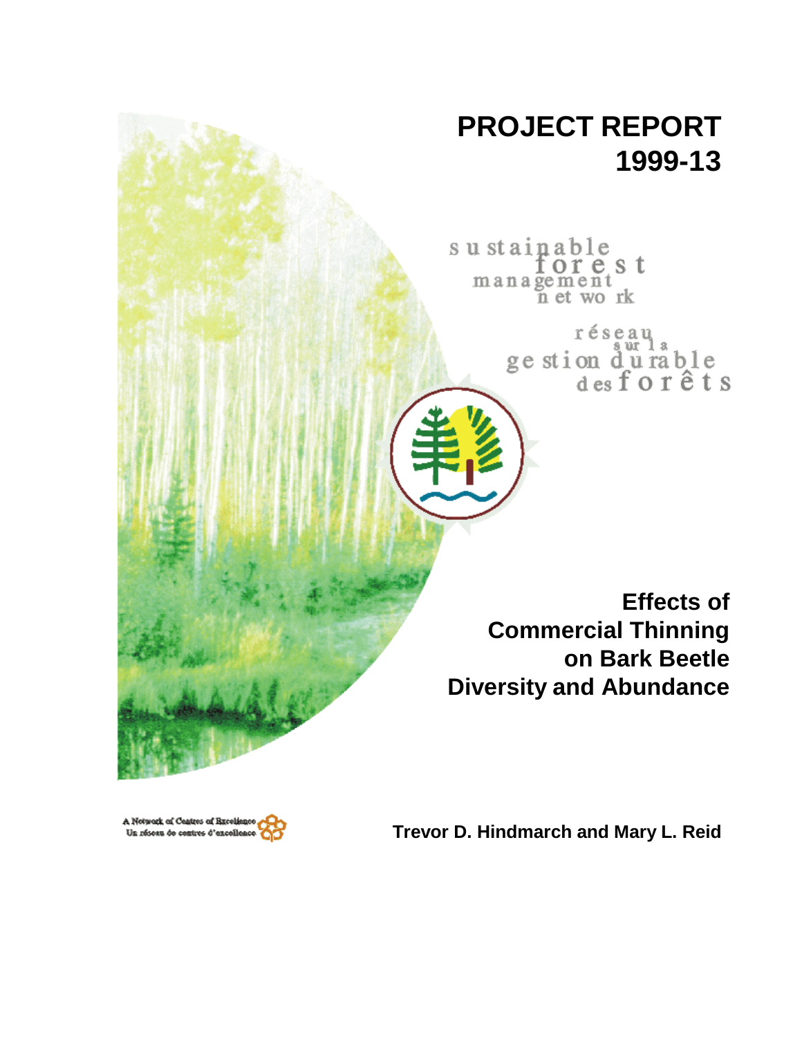# PROJECT REPORT 1999-13

sustainable forest management network

réseau sur la gestion durable des forêts

## Effects of Commercial Thinning on Bark Beetle Diversity and Abundance

A Network of Centres of Excellence
Un réseau de centres d'excellence

**Trevor D. Hindmarch and Mary L. Reid**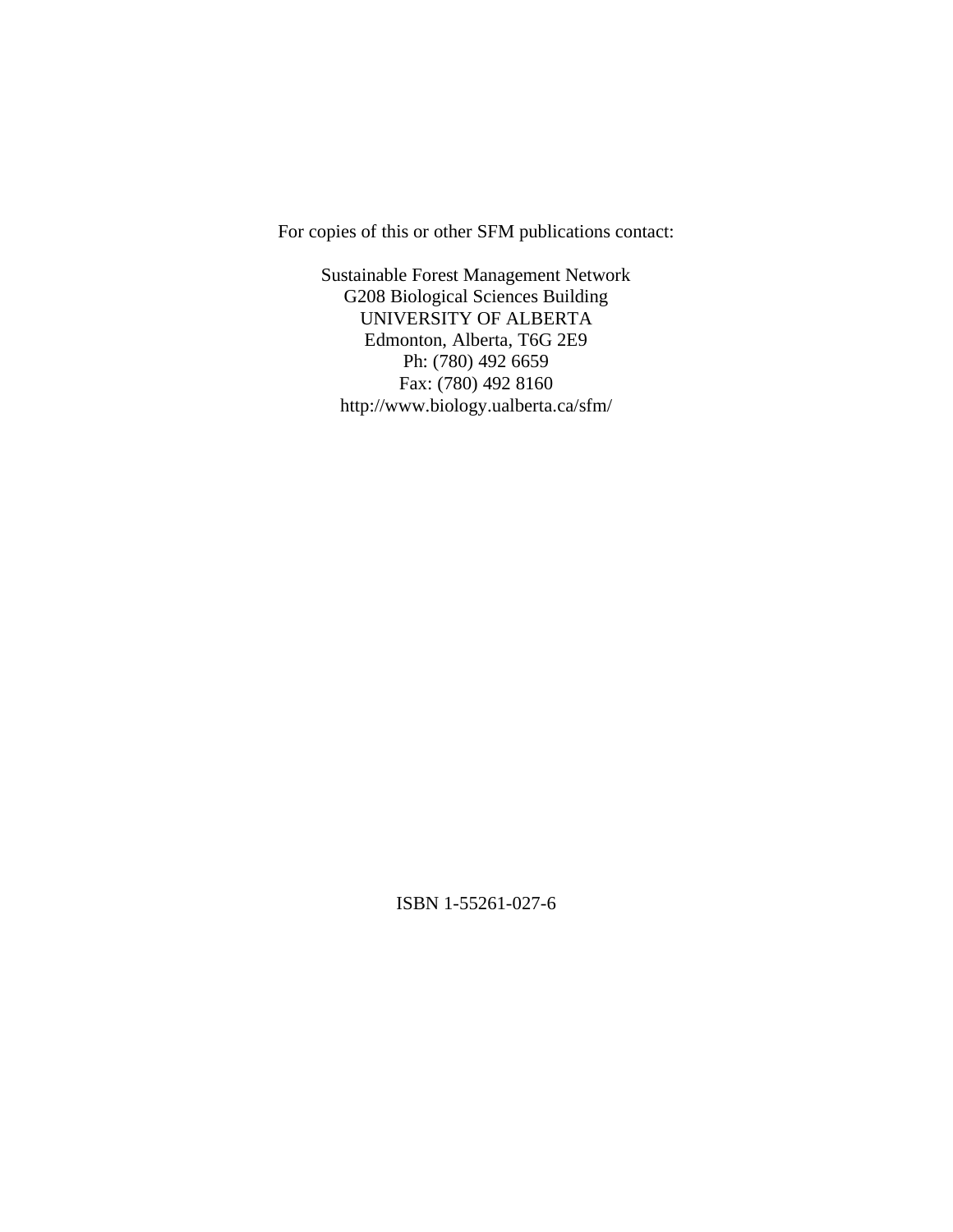For copies of this or other SFM publications contact:

Sustainable Forest Management Network
G208 Biological Sciences Building
UNIVERSITY OF ALBERTA
Edmonton, Alberta, T6G 2E9
Ph: (780) 492 6659
Fax: (780) 492 8160
http://www.biology.ualberta.ca/sfm/

ISBN 1-55261-027-6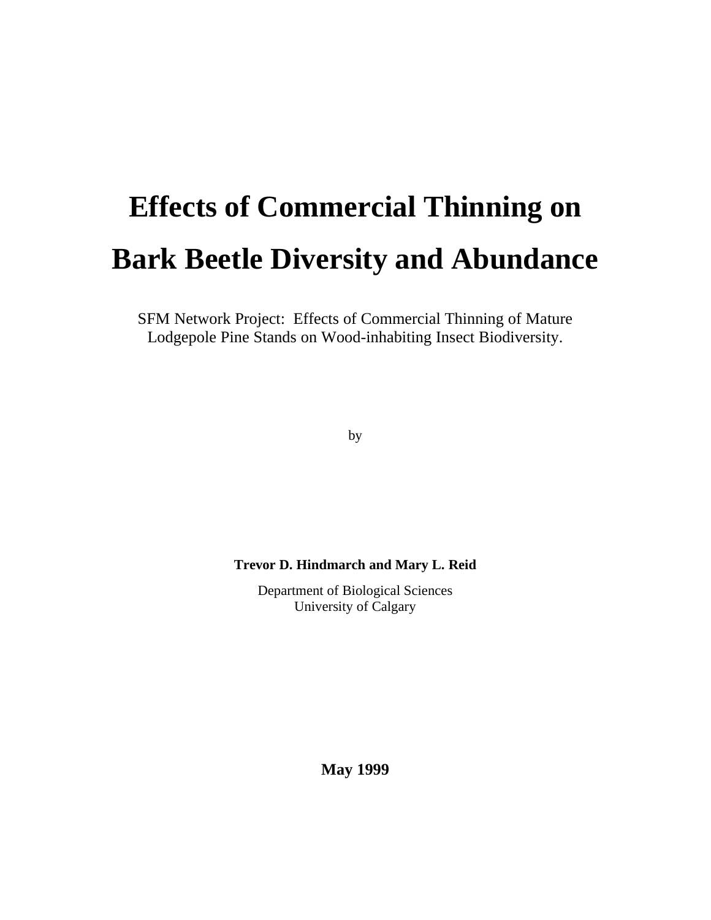# Effects of Commercial Thinning on Bark Beetle Diversity and Abundance

SFM Network Project: Effects of Commercial Thinning of Mature Lodgepole Pine Stands on Wood-inhabiting Insect Biodiversity.

by

**Trevor D. Hindmarch and Mary L. Reid**

Department of Biological Sciences
University of Calgary

**May 1999**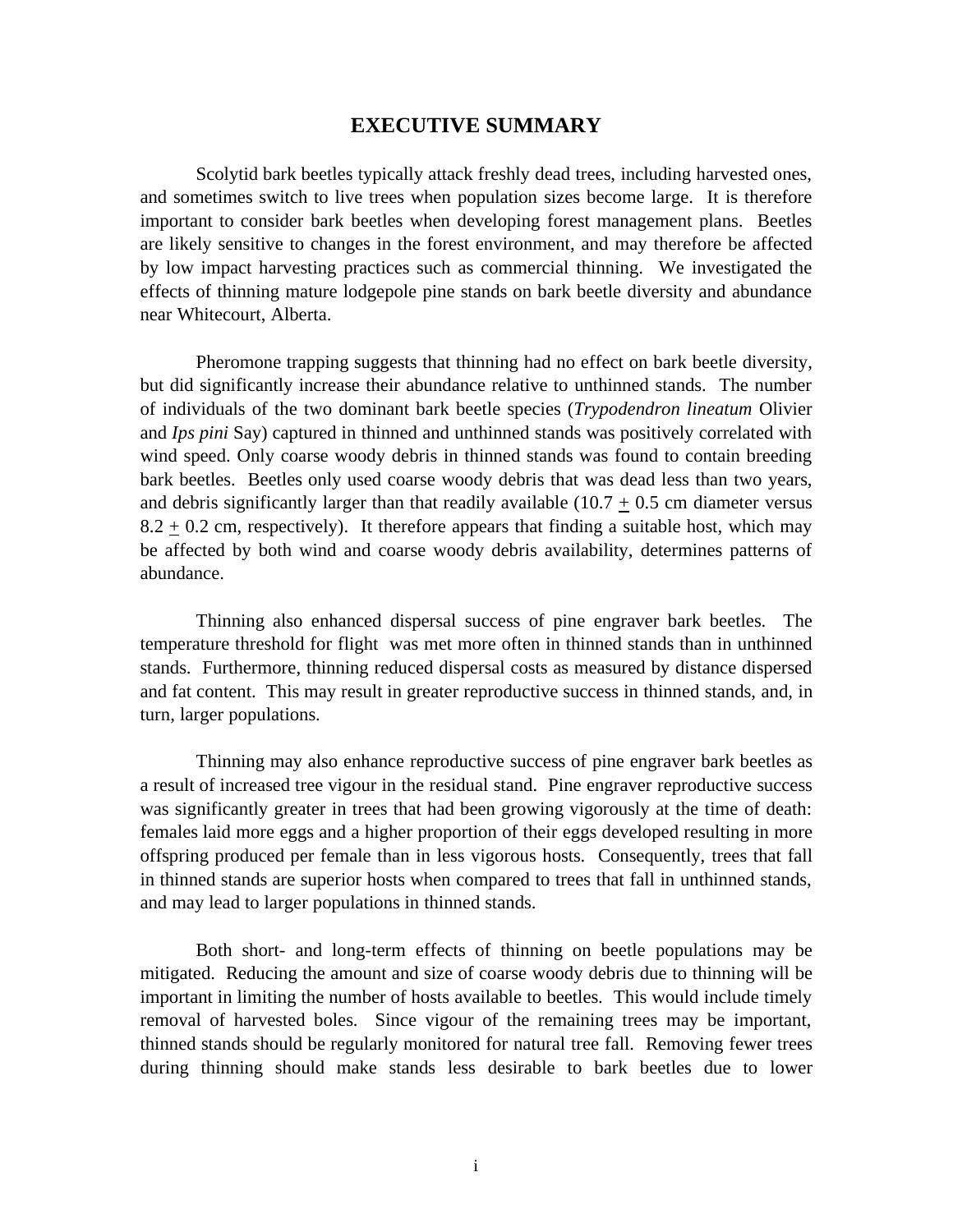# EXECUTIVE SUMMARY

Scolytid bark beetles typically attack freshly dead trees, including harvested ones, and sometimes switch to live trees when population sizes become large. It is therefore important to consider bark beetles when developing forest management plans. Beetles are likely sensitive to changes in the forest environment, and may therefore be affected by low impact harvesting practices such as commercial thinning. We investigated the effects of thinning mature lodgepole pine stands on bark beetle diversity and abundance near Whitecourt, Alberta.

Pheromone trapping suggests that thinning had no effect on bark beetle diversity, but did significantly increase their abundance relative to unthinned stands. The number of individuals of the two dominant bark beetle species (*Trypodendron lineatum* Olivier and *Ips pini* Say) captured in thinned and unthinned stands was positively correlated with wind speed. Only coarse woody debris in thinned stands was found to contain breeding bark beetles. Beetles only used coarse woody debris that was dead less than two years, and debris significantly larger than that readily available (10.7 $\pm$ 0.5 cm diameter versus 8.2 $\pm$ 0.2 cm, respectively). It therefore appears that finding a suitable host, which may be affected by both wind and coarse woody debris availability, determines patterns of abundance.

Thinning also enhanced dispersal success of pine engraver bark beetles. The temperature threshold for flight was met more often in thinned stands than in unthinned stands. Furthermore, thinning reduced dispersal costs as measured by distance dispersed and fat content. This may result in greater reproductive success in thinned stands, and, in turn, larger populations.

Thinning may also enhance reproductive success of pine engraver bark beetles as a result of increased tree vigour in the residual stand. Pine engraver reproductive success was significantly greater in trees that had been growing vigorously at the time of death: females laid more eggs and a higher proportion of their eggs developed resulting in more offspring produced per female than in less vigorous hosts. Consequently, trees that fall in thinned stands are superior hosts when compared to trees that fall in unthinned stands, and may lead to larger populations in thinned stands.

Both short- and long-term effects of thinning on beetle populations may be mitigated. Reducing the amount and size of coarse woody debris due to thinning will be important in limiting the number of hosts available to beetles. This would include timely removal of harvested boles. Since vigour of the remaining trees may be important, thinned stands should be regularly monitored for natural tree fall. Removing fewer trees during thinning should make stands less desirable to bark beetles due to lower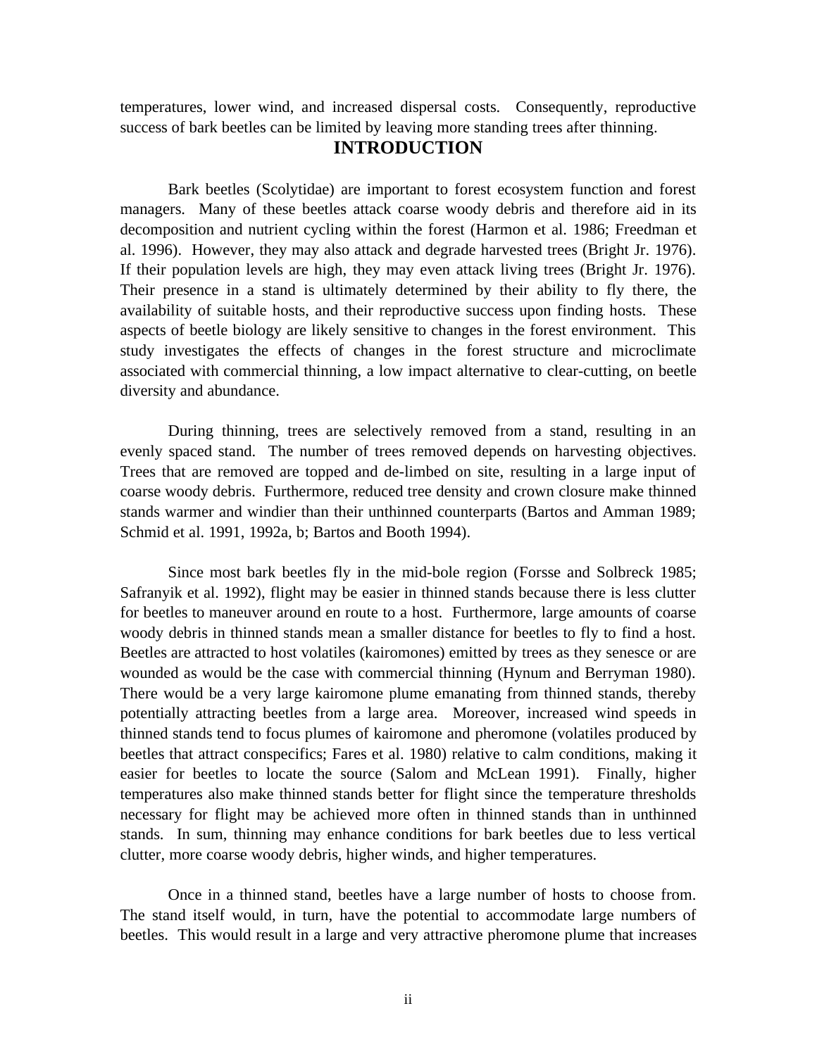temperatures, lower wind, and increased dispersal costs. Consequently, reproductive success of bark beetles can be limited by leaving more standing trees after thinning.

# INTRODUCTION

Bark beetles (Scolytidae) are important to forest ecosystem function and forest managers. Many of these beetles attack coarse woody debris and therefore aid in its decomposition and nutrient cycling within the forest (Harmon et al. 1986; Freedman et al. 1996). However, they may also attack and degrade harvested trees (Bright Jr. 1976). If their population levels are high, they may even attack living trees (Bright Jr. 1976). Their presence in a stand is ultimately determined by their ability to fly there, the availability of suitable hosts, and their reproductive success upon finding hosts. These aspects of beetle biology are likely sensitive to changes in the forest environment. This study investigates the effects of changes in the forest structure and microclimate associated with commercial thinning, a low impact alternative to clear-cutting, on beetle diversity and abundance.

During thinning, trees are selectively removed from a stand, resulting in an evenly spaced stand. The number of trees removed depends on harvesting objectives. Trees that are removed are topped and de-limbed on site, resulting in a large input of coarse woody debris. Furthermore, reduced tree density and crown closure make thinned stands warmer and windier than their unthinned counterparts (Bartos and Amman 1989; Schmid et al. 1991, 1992a, b; Bartos and Booth 1994).

Since most bark beetles fly in the mid-bole region (Forsse and Solbreck 1985; Safranyik et al. 1992), flight may be easier in thinned stands because there is less clutter for beetles to maneuver around en route to a host. Furthermore, large amounts of coarse woody debris in thinned stands mean a smaller distance for beetles to fly to find a host. Beetles are attracted to host volatiles (kairomones) emitted by trees as they senesce or are wounded as would be the case with commercial thinning (Hynum and Berryman 1980). There would be a very large kairomone plume emanating from thinned stands, thereby potentially attracting beetles from a large area. Moreover, increased wind speeds in thinned stands tend to focus plumes of kairomone and pheromone (volatiles produced by beetles that attract conspecifics; Fares et al. 1980) relative to calm conditions, making it easier for beetles to locate the source (Salom and McLean 1991). Finally, higher temperatures also make thinned stands better for flight since the temperature thresholds necessary for flight may be achieved more often in thinned stands than in unthinned stands. In sum, thinning may enhance conditions for bark beetles due to less vertical clutter, more coarse woody debris, higher winds, and higher temperatures.

Once in a thinned stand, beetles have a large number of hosts to choose from. The stand itself would, in turn, have the potential to accommodate large numbers of beetles. This would result in a large and very attractive pheromone plume that increases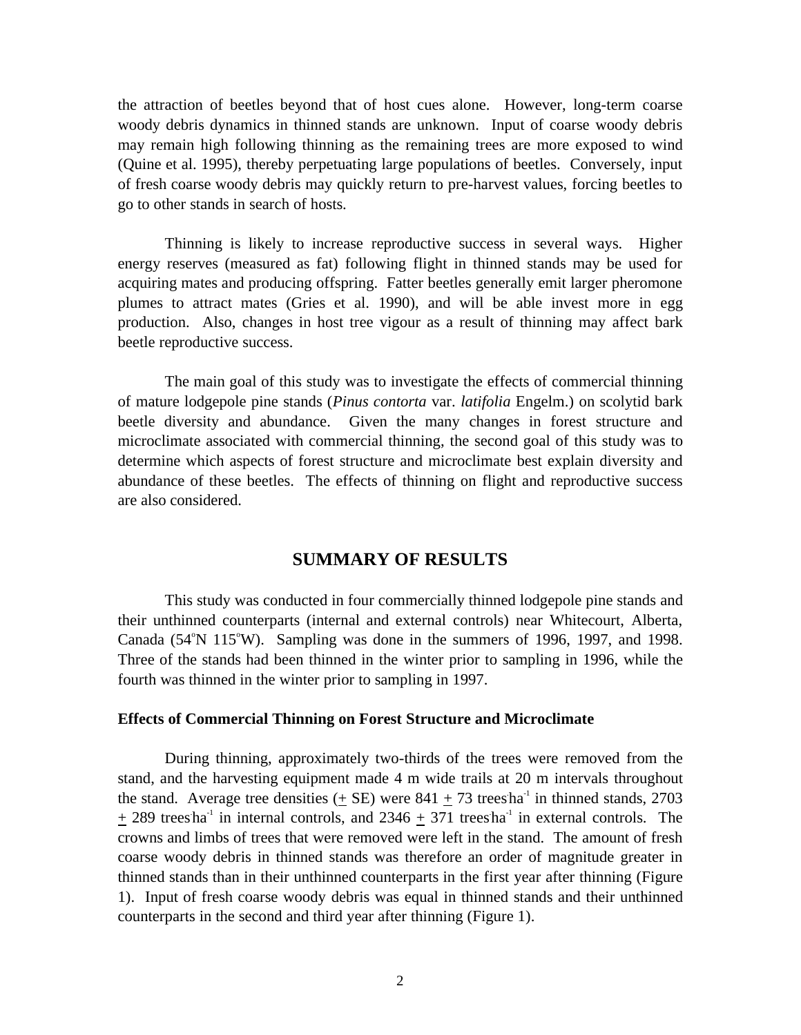the attraction of beetles beyond that of host cues alone. However, long-term coarse woody debris dynamics in thinned stands are unknown. Input of coarse woody debris may remain high following thinning as the remaining trees are more exposed to wind (Quine et al. 1995), thereby perpetuating large populations of beetles. Conversely, input of fresh coarse woody debris may quickly return to pre-harvest values, forcing beetles to go to other stands in search of hosts.

Thinning is likely to increase reproductive success in several ways. Higher energy reserves (measured as fat) following flight in thinned stands may be used for acquiring mates and producing offspring. Fatter beetles generally emit larger pheromone plumes to attract mates (Gries et al. 1990), and will be able invest more in egg production. Also, changes in host tree vigour as a result of thinning may affect bark beetle reproductive success.

The main goal of this study was to investigate the effects of commercial thinning of mature lodgepole pine stands (*Pinus contorta* var. *latifolia* Engelm.) on scolytid bark beetle diversity and abundance. Given the many changes in forest structure and microclimate associated with commercial thinning, the second goal of this study was to determine which aspects of forest structure and microclimate best explain diversity and abundance of these beetles. The effects of thinning on flight and reproductive success are also considered.

## SUMMARY OF RESULTS

This study was conducted in four commercially thinned lodgepole pine stands and their unthinned counterparts (internal and external controls) near Whitecourt, Alberta, Canada (54°N 115°W). Sampling was done in the summers of 1996, 1997, and 1998. Three of the stands had been thinned in the winter prior to sampling in 1996, while the fourth was thinned in the winter prior to sampling in 1997.

### Effects of Commercial Thinning on Forest Structure and Microclimate

During thinning, approximately two-thirds of the trees were removed from the stand, and the harvesting equipment made 4 m wide trails at 20 m intervals throughout the stand. Average tree densities ($\pm$ SE) were 841 $\pm$ 73 trees·ha$^{-1}$ in thinned stands, 2703 $\pm$ 289 trees·ha$^{-1}$ in internal controls, and 2346 $\pm$ 371 trees·ha$^{-1}$ in external controls. The crowns and limbs of trees that were removed were left in the stand. The amount of fresh coarse woody debris in thinned stands was therefore an order of magnitude greater in thinned stands than in their unthinned counterparts in the first year after thinning (Figure 1). Input of fresh coarse woody debris was equal in thinned stands and their unthinned counterparts in the second and third year after thinning (Figure 1).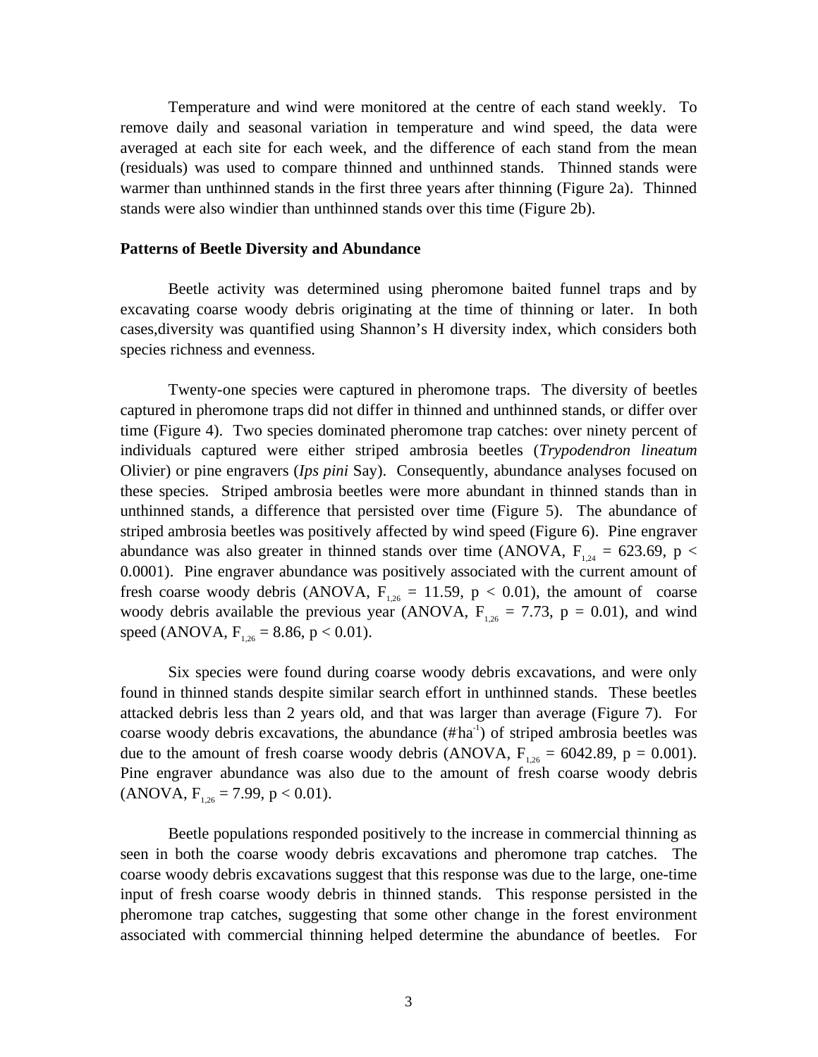Temperature and wind were monitored at the centre of each stand weekly. To remove daily and seasonal variation in temperature and wind speed, the data were averaged at each site for each week, and the difference of each stand from the mean (residuals) was used to compare thinned and unthinned stands. Thinned stands were warmer than unthinned stands in the first three years after thinning (Figure 2a). Thinned stands were also windier than unthinned stands over this time (Figure 2b).

**Patterns of Beetle Diversity and Abundance**

Beetle activity was determined using pheromone baited funnel traps and by excavating coarse woody debris originating at the time of thinning or later. In both cases,diversity was quantified using Shannon's H diversity index, which considers both species richness and evenness.

Twenty-one species were captured in pheromone traps. The diversity of beetles captured in pheromone traps did not differ in thinned and unthinned stands, or differ over time (Figure 4). Two species dominated pheromone trap catches: over ninety percent of individuals captured were either striped ambrosia beetles (*Trypodendron lineatum* Olivier) or pine engravers (*Ips pini* Say). Consequently, abundance analyses focused on these species. Striped ambrosia beetles were more abundant in thinned stands than in unthinned stands, a difference that persisted over time (Figure 5). The abundance of striped ambrosia beetles was positively affected by wind speed (Figure 6). Pine engraver abundance was also greater in thinned stands over time (ANOVA, $F_{1,24} = 623.69$, $p < 0.0001$). Pine engraver abundance was positively associated with the current amount of fresh coarse woody debris (ANOVA, $F_{1,26} = 11.59$, $p < 0.01$), the amount of coarse woody debris available the previous year (ANOVA, $F_{1,26} = 7.73$, $p = 0.01$), and wind speed (ANOVA, $F_{1,26} = 8.86$, $p < 0.01$).

Six species were found during coarse woody debris excavations, and were only found in thinned stands despite similar search effort in unthinned stands. These beetles attacked debris less than 2 years old, and that was larger than average (Figure 7). For coarse woody debris excavations, the abundance ($\#\,ha^{-1}$) of striped ambrosia beetles was due to the amount of fresh coarse woody debris (ANOVA, $F_{1,26} = 6042.89$, $p = 0.001$). Pine engraver abundance was also due to the amount of fresh coarse woody debris (ANOVA, $F_{1,26} = 7.99$, $p < 0.01$).

Beetle populations responded positively to the increase in commercial thinning as seen in both the coarse woody debris excavations and pheromone trap catches. The coarse woody debris excavations suggest that this response was due to the large, one-time input of fresh coarse woody debris in thinned stands. This response persisted in the pheromone trap catches, suggesting that some other change in the forest environment associated with commercial thinning helped determine the abundance of beetles. For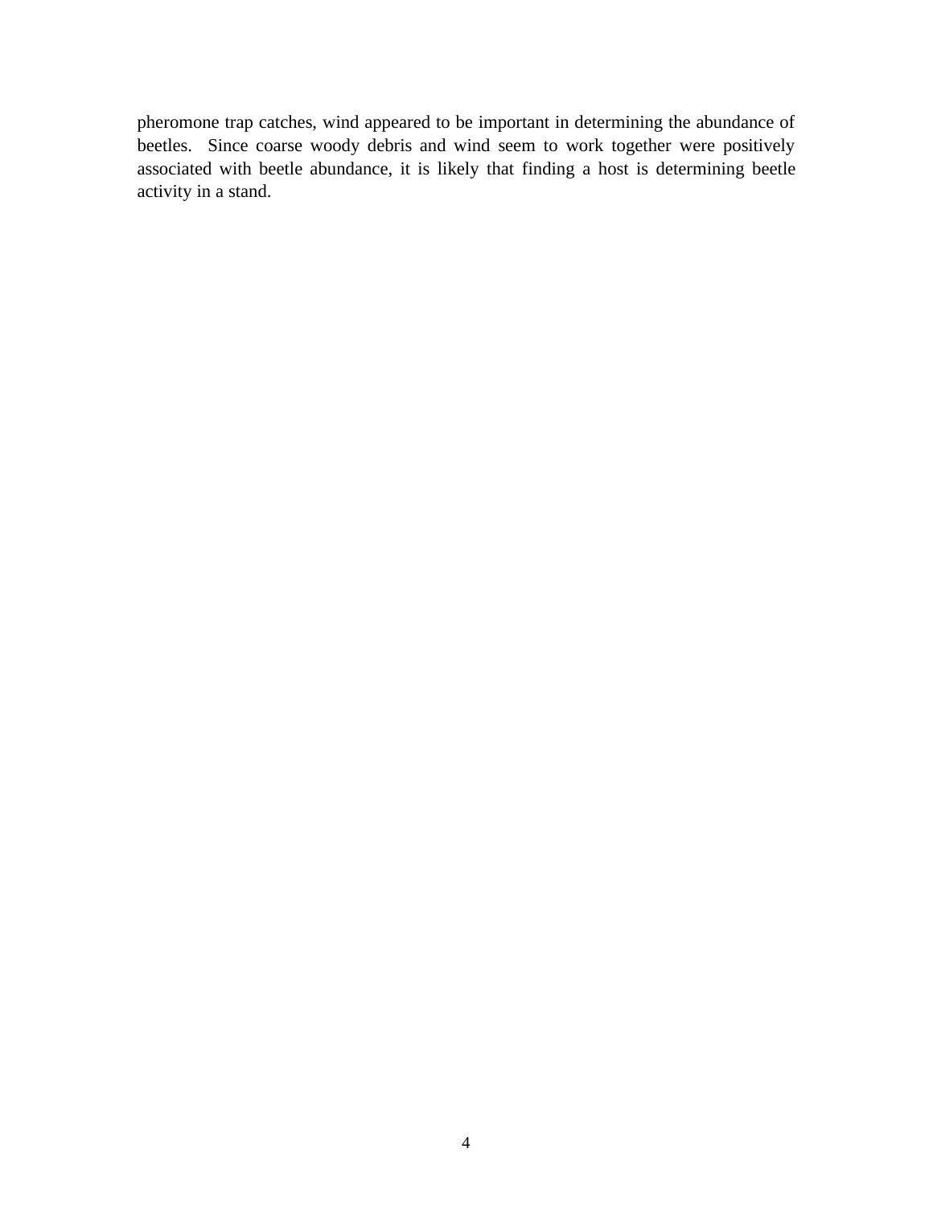pheromone trap catches, wind appeared to be important in determining the abundance of beetles. Since coarse woody debris and wind seem to work together were positively associated with beetle abundance, it is likely that finding a host is determining beetle activity in a stand.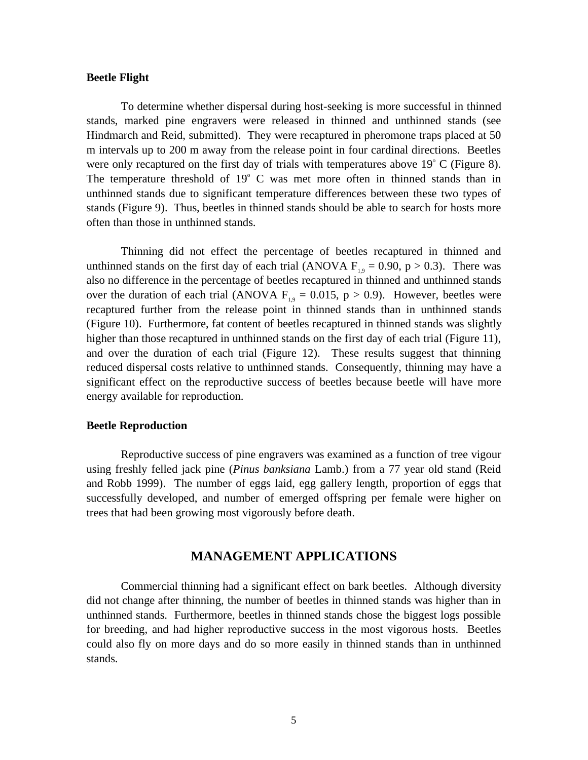### Beetle Flight

To determine whether dispersal during host-seeking is more successful in thinned stands, marked pine engravers were released in thinned and unthinned stands (see Hindmarch and Reid, submitted). They were recaptured in pheromone traps placed at 50 m intervals up to 200 m away from the release point in four cardinal directions. Beetles were only recaptured on the first day of trials with temperatures above 19° C (Figure 8). The temperature threshold of 19° C was met more often in thinned stands than in unthinned stands due to significant temperature differences between these two types of stands (Figure 9). Thus, beetles in thinned stands should be able to search for hosts more often than those in unthinned stands.

Thinning did not effect the percentage of beetles recaptured in thinned and unthinned stands on the first day of each trial (ANOVA $F_{1,9} = 0.90$, $p > 0.3$). There was also no difference in the percentage of beetles recaptured in thinned and unthinned stands over the duration of each trial (ANOVA $F_{1,9} = 0.015$, $p > 0.9$). However, beetles were recaptured further from the release point in thinned stands than in unthinned stands (Figure 10). Furthermore, fat content of beetles recaptured in thinned stands was slightly higher than those recaptured in unthinned stands on the first day of each trial (Figure 11), and over the duration of each trial (Figure 12). These results suggest that thinning reduced dispersal costs relative to unthinned stands. Consequently, thinning may have a significant effect on the reproductive success of beetles because beetle will have more energy available for reproduction.

### Beetle Reproduction

Reproductive success of pine engravers was examined as a function of tree vigour using freshly felled jack pine (*Pinus banksiana* Lamb.) from a 77 year old stand (Reid and Robb 1999). The number of eggs laid, egg gallery length, proportion of eggs that successfully developed, and number of emerged offspring per female were higher on trees that had been growing most vigorously before death.

## MANAGEMENT APPLICATIONS

Commercial thinning had a significant effect on bark beetles. Although diversity did not change after thinning, the number of beetles in thinned stands was higher than in unthinned stands. Furthermore, beetles in thinned stands chose the biggest logs possible for breeding, and had higher reproductive success in the most vigorous hosts. Beetles could also fly on more days and do so more easily in thinned stands than in unthinned stands.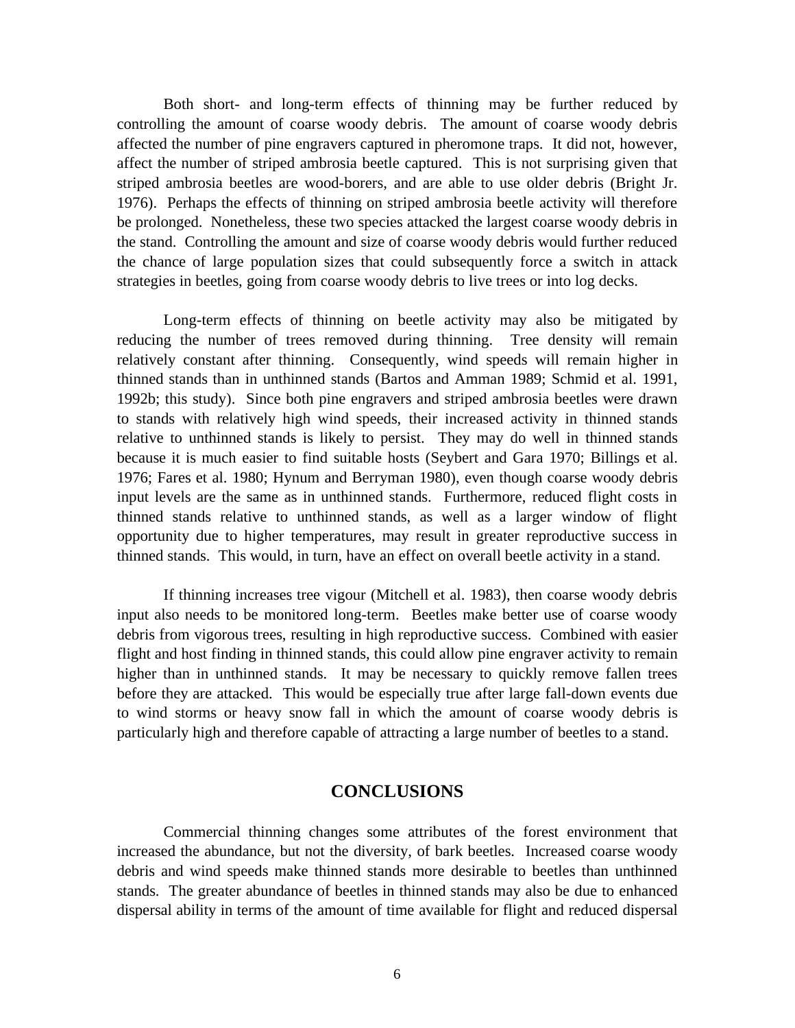Both short- and long-term effects of thinning may be further reduced by controlling the amount of coarse woody debris. The amount of coarse woody debris affected the number of pine engravers captured in pheromone traps. It did not, however, affect the number of striped ambrosia beetle captured. This is not surprising given that striped ambrosia beetles are wood-borers, and are able to use older debris (Bright Jr. 1976). Perhaps the effects of thinning on striped ambrosia beetle activity will therefore be prolonged. Nonetheless, these two species attacked the largest coarse woody debris in the stand. Controlling the amount and size of coarse woody debris would further reduced the chance of large population sizes that could subsequently force a switch in attack strategies in beetles, going from coarse woody debris to live trees or into log decks.

Long-term effects of thinning on beetle activity may also be mitigated by reducing the number of trees removed during thinning. Tree density will remain relatively constant after thinning. Consequently, wind speeds will remain higher in thinned stands than in unthinned stands (Bartos and Amman 1989; Schmid et al. 1991, 1992b; this study). Since both pine engravers and striped ambrosia beetles were drawn to stands with relatively high wind speeds, their increased activity in thinned stands relative to unthinned stands is likely to persist. They may do well in thinned stands because it is much easier to find suitable hosts (Seybert and Gara 1970; Billings et al. 1976; Fares et al. 1980; Hynum and Berryman 1980), even though coarse woody debris input levels are the same as in unthinned stands. Furthermore, reduced flight costs in thinned stands relative to unthinned stands, as well as a larger window of flight opportunity due to higher temperatures, may result in greater reproductive success in thinned stands. This would, in turn, have an effect on overall beetle activity in a stand.

If thinning increases tree vigour (Mitchell et al. 1983), then coarse woody debris input also needs to be monitored long-term. Beetles make better use of coarse woody debris from vigorous trees, resulting in high reproductive success. Combined with easier flight and host finding in thinned stands, this could allow pine engraver activity to remain higher than in unthinned stands. It may be necessary to quickly remove fallen trees before they are attacked. This would be especially true after large fall-down events due to wind storms or heavy snow fall in which the amount of coarse woody debris is particularly high and therefore capable of attracting a large number of beetles to a stand.

## CONCLUSIONS

Commercial thinning changes some attributes of the forest environment that increased the abundance, but not the diversity, of bark beetles. Increased coarse woody debris and wind speeds make thinned stands more desirable to beetles than unthinned stands. The greater abundance of beetles in thinned stands may also be due to enhanced dispersal ability in terms of the amount of time available for flight and reduced dispersal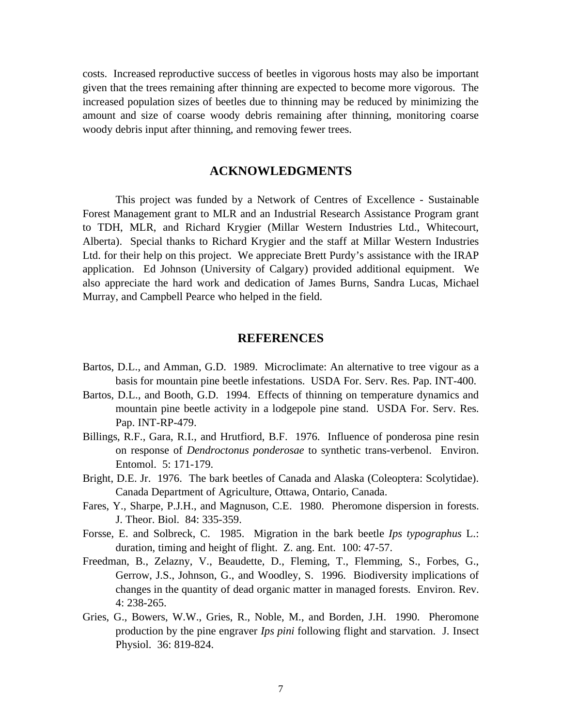costs. Increased reproductive success of beetles in vigorous hosts may also be important given that the trees remaining after thinning are expected to become more vigorous. The increased population sizes of beetles due to thinning may be reduced by minimizing the amount and size of coarse woody debris remaining after thinning, monitoring coarse woody debris input after thinning, and removing fewer trees.

## ACKNOWLEDGMENTS

This project was funded by a Network of Centres of Excellence - Sustainable Forest Management grant to MLR and an Industrial Research Assistance Program grant to TDH, MLR, and Richard Krygier (Millar Western Industries Ltd., Whitecourt, Alberta). Special thanks to Richard Krygier and the staff at Millar Western Industries Ltd. for their help on this project. We appreciate Brett Purdy's assistance with the IRAP application. Ed Johnson (University of Calgary) provided additional equipment. We also appreciate the hard work and dedication of James Burns, Sandra Lucas, Michael Murray, and Campbell Pearce who helped in the field.

## REFERENCES

Bartos, D.L., and Amman, G.D. 1989. Microclimate: An alternative to tree vigour as a basis for mountain pine beetle infestations. USDA For. Serv. Res. Pap. INT-400.

Bartos, D.L., and Booth, G.D. 1994. Effects of thinning on temperature dynamics and mountain pine beetle activity in a lodgepole pine stand. USDA For. Serv. Res. Pap. INT-RP-479.

Billings, R.F., Gara, R.I., and Hrutfiord, B.F. 1976. Influence of ponderosa pine resin on response of *Dendroctonus ponderosae* to synthetic trans-verbenol. Environ. Entomol. 5: 171-179.

Bright, D.E. Jr. 1976. The bark beetles of Canada and Alaska (Coleoptera: Scolytidae). Canada Department of Agriculture, Ottawa, Ontario, Canada.

Fares, Y., Sharpe, P.J.H., and Magnuson, C.E. 1980. Pheromone dispersion in forests. J. Theor. Biol. 84: 335-359.

Forsse, E. and Solbreck, C. 1985. Migration in the bark beetle *Ips typographus* L.: duration, timing and height of flight. Z. ang. Ent. 100: 47-57.

Freedman, B., Zelazny, V., Beaudette, D., Fleming, T., Flemming, S., Forbes, G., Gerrow, J.S., Johnson, G., and Woodley, S. 1996. Biodiversity implications of changes in the quantity of dead organic matter in managed forests. Environ. Rev. 4: 238-265.

Gries, G., Bowers, W.W., Gries, R., Noble, M., and Borden, J.H. 1990. Pheromone production by the pine engraver *Ips pini* following flight and starvation. J. Insect Physiol. 36: 819-824.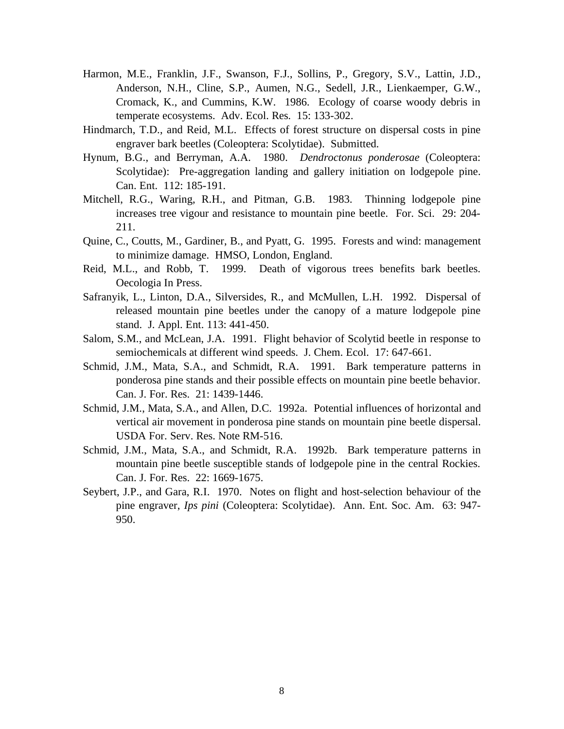Harmon, M.E., Franklin, J.F., Swanson, F.J., Sollins, P., Gregory, S.V., Lattin, J.D., Anderson, N.H., Cline, S.P., Aumen, N.G., Sedell, J.R., Lienkaemper, G.W., Cromack, K., and Cummins, K.W. 1986. Ecology of coarse woody debris in temperate ecosystems. Adv. Ecol. Res. 15: 133-302.

Hindmarch, T.D., and Reid, M.L. Effects of forest structure on dispersal costs in pine engraver bark beetles (Coleoptera: Scolytidae). Submitted.

Hynum, B.G., and Berryman, A.A. 1980. *Dendroctonus ponderosae* (Coleoptera: Scolytidae): Pre-aggregation landing and gallery initiation on lodgepole pine. Can. Ent. 112: 185-191.

Mitchell, R.G., Waring, R.H., and Pitman, G.B. 1983. Thinning lodgepole pine increases tree vigour and resistance to mountain pine beetle. For. Sci. 29: 204-211.

Quine, C., Coutts, M., Gardiner, B., and Pyatt, G. 1995. Forests and wind: management to minimize damage. HMSO, London, England.

Reid, M.L., and Robb, T. 1999. Death of vigorous trees benefits bark beetles. Oecologia In Press.

Safranyik, L., Linton, D.A., Silversides, R., and McMullen, L.H. 1992. Dispersal of released mountain pine beetles under the canopy of a mature lodgepole pine stand. J. Appl. Ent. 113: 441-450.

Salom, S.M., and McLean, J.A. 1991. Flight behavior of Scolytid beetle in response to semiochemicals at different wind speeds. J. Chem. Ecol. 17: 647-661.

Schmid, J.M., Mata, S.A., and Schmidt, R.A. 1991. Bark temperature patterns in ponderosa pine stands and their possible effects on mountain pine beetle behavior. Can. J. For. Res. 21: 1439-1446.

Schmid, J.M., Mata, S.A., and Allen, D.C. 1992a. Potential influences of horizontal and vertical air movement in ponderosa pine stands on mountain pine beetle dispersal. USDA For. Serv. Res. Note RM-516.

Schmid, J.M., Mata, S.A., and Schmidt, R.A. 1992b. Bark temperature patterns in mountain pine beetle susceptible stands of lodgepole pine in the central Rockies. Can. J. For. Res. 22: 1669-1675.

Seybert, J.P., and Gara, R.I. 1970. Notes on flight and host-selection behaviour of the pine engraver, *Ips pini* (Coleoptera: Scolytidae). Ann. Ent. Soc. Am. 63: 947-950.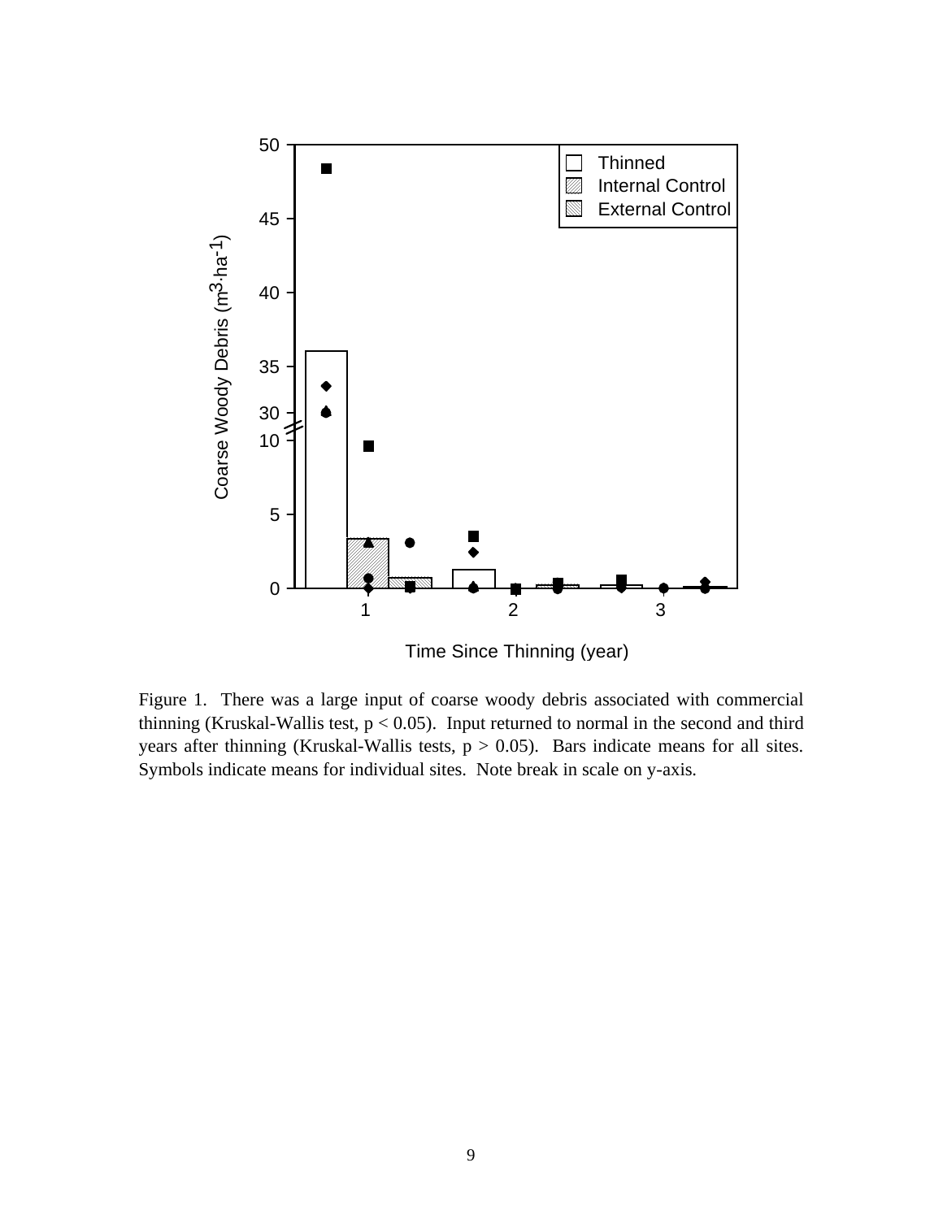Figure 1. There was a large input of coarse woody debris associated with commercial thinning (Kruskal-Wallis test, $p < 0.05$). Input returned to normal in the second and third years after thinning (Kruskal-Wallis tests, $p > 0.05$). Bars indicate means for all sites. Symbols indicate means for individual sites. Note break in scale on y-axis.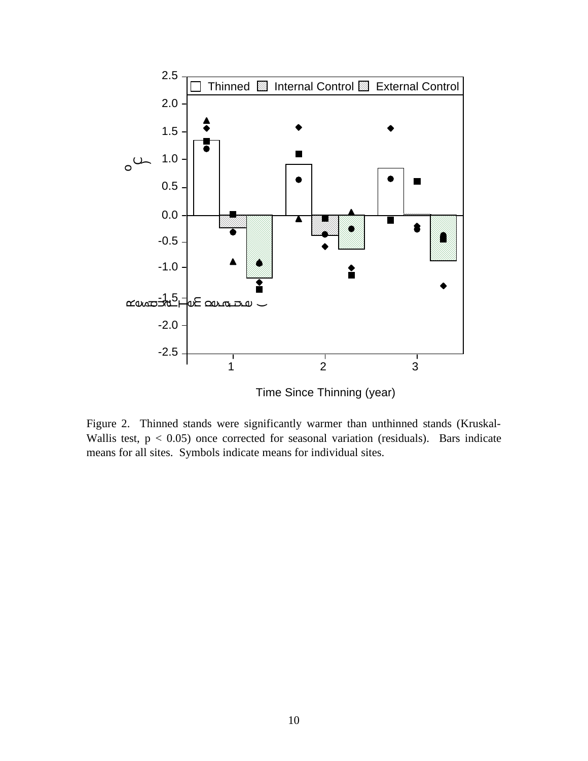Figure 2. Thinned stands were significantly warmer than unthinned stands (Kruskal-Wallis test, $p < 0.05$) once corrected for seasonal variation (residuals). Bars indicate means for all sites. Symbols indicate means for individual sites.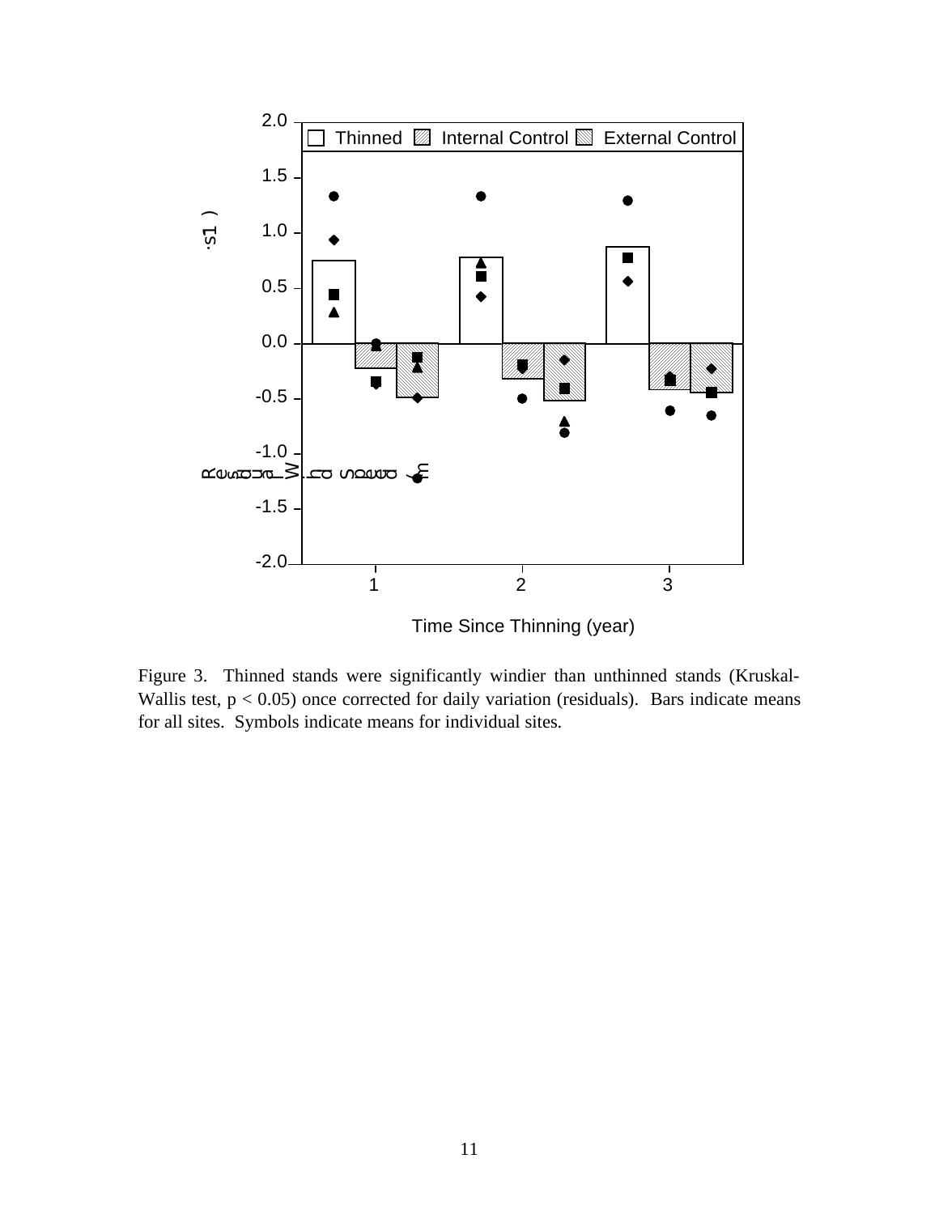Figure 3. Thinned stands were significantly windier than unthinned stands (Kruskal-Wallis test, $p < 0.05$) once corrected for daily variation (residuals). Bars indicate means for all sites. Symbols indicate means for individual sites.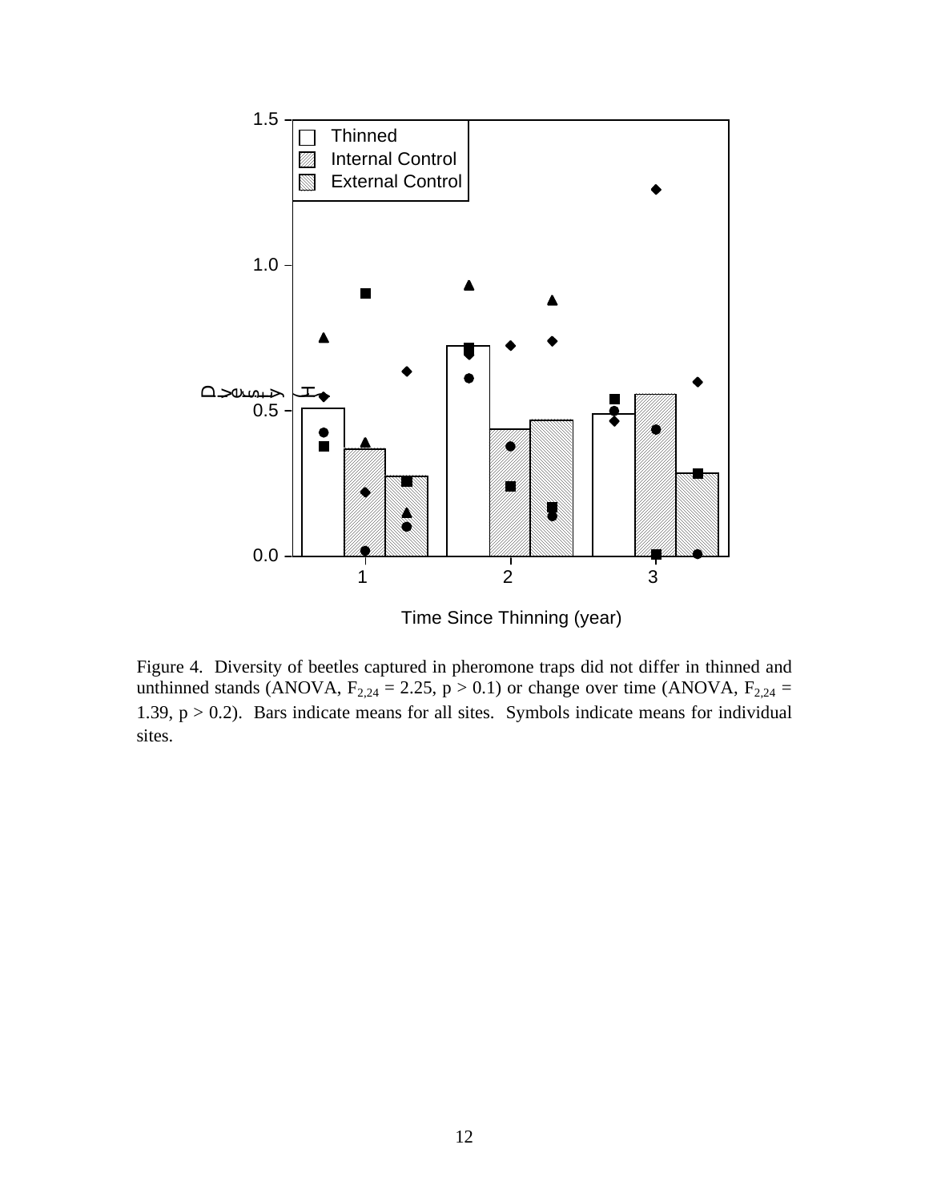Figure 4. Diversity of beetles captured in pheromone traps did not differ in thinned and unthinned stands (ANOVA, $F_{2,24} = 2.25$, $p > 0.1$) or change over time (ANOVA, $F_{2,24} = 1.39$, $p > 0.2$). Bars indicate means for all sites. Symbols indicate means for individual sites.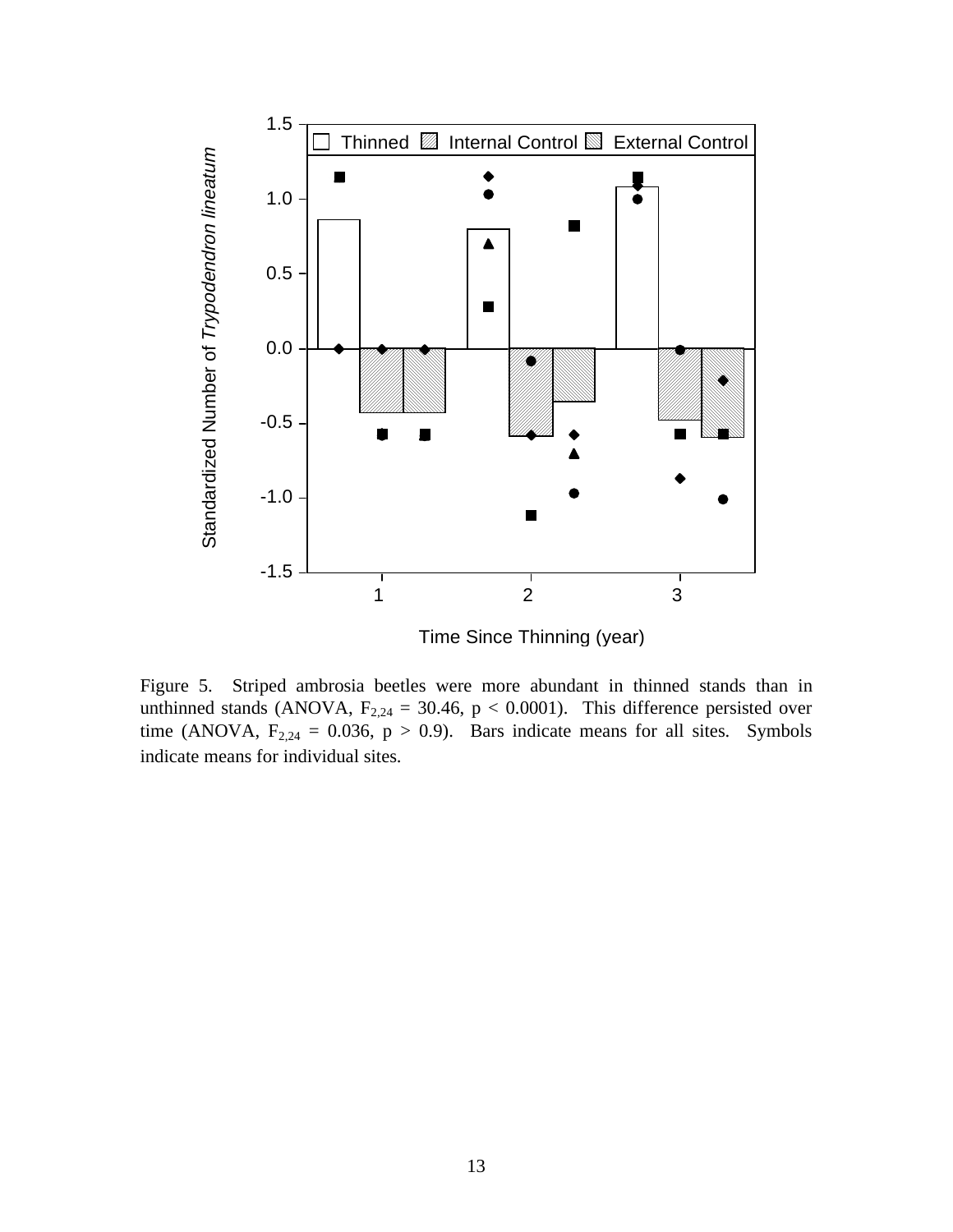Figure 5. Striped ambrosia beetles were more abundant in thinned stands than in unthinned stands (ANOVA, $F_{2,24} = 30.46$, $p < 0.0001$). This difference persisted over time (ANOVA, $F_{2,24} = 0.036$, $p > 0.9$). Bars indicate means for all sites. Symbols indicate means for individual sites.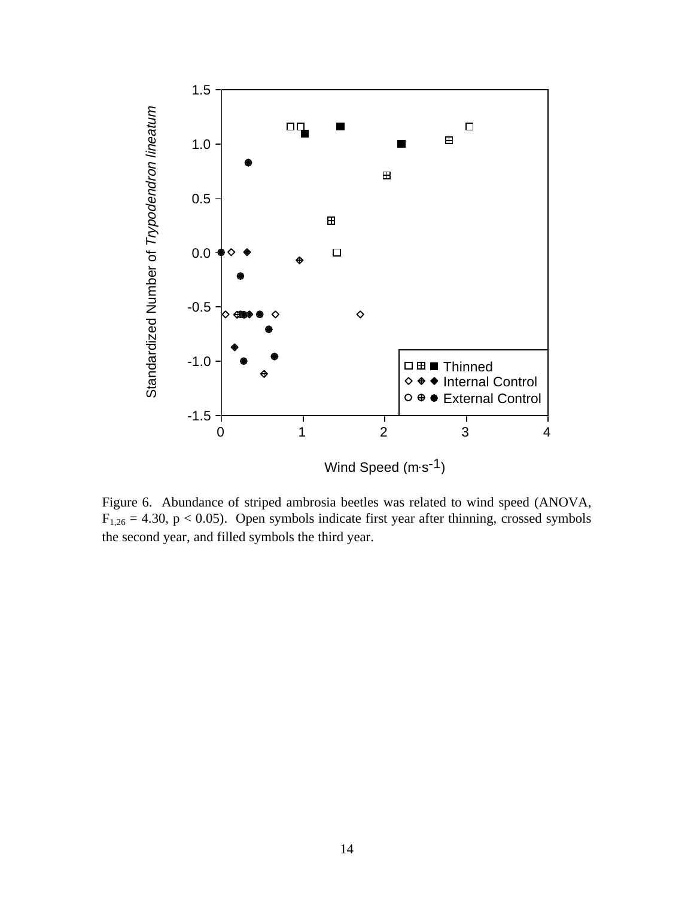Figure 6. Abundance of striped ambrosia beetles was related to wind speed (ANOVA, $F_{1,26} = 4.30$, $p < 0.05$). Open symbols indicate first year after thinning, crossed symbols the second year, and filled symbols the third year.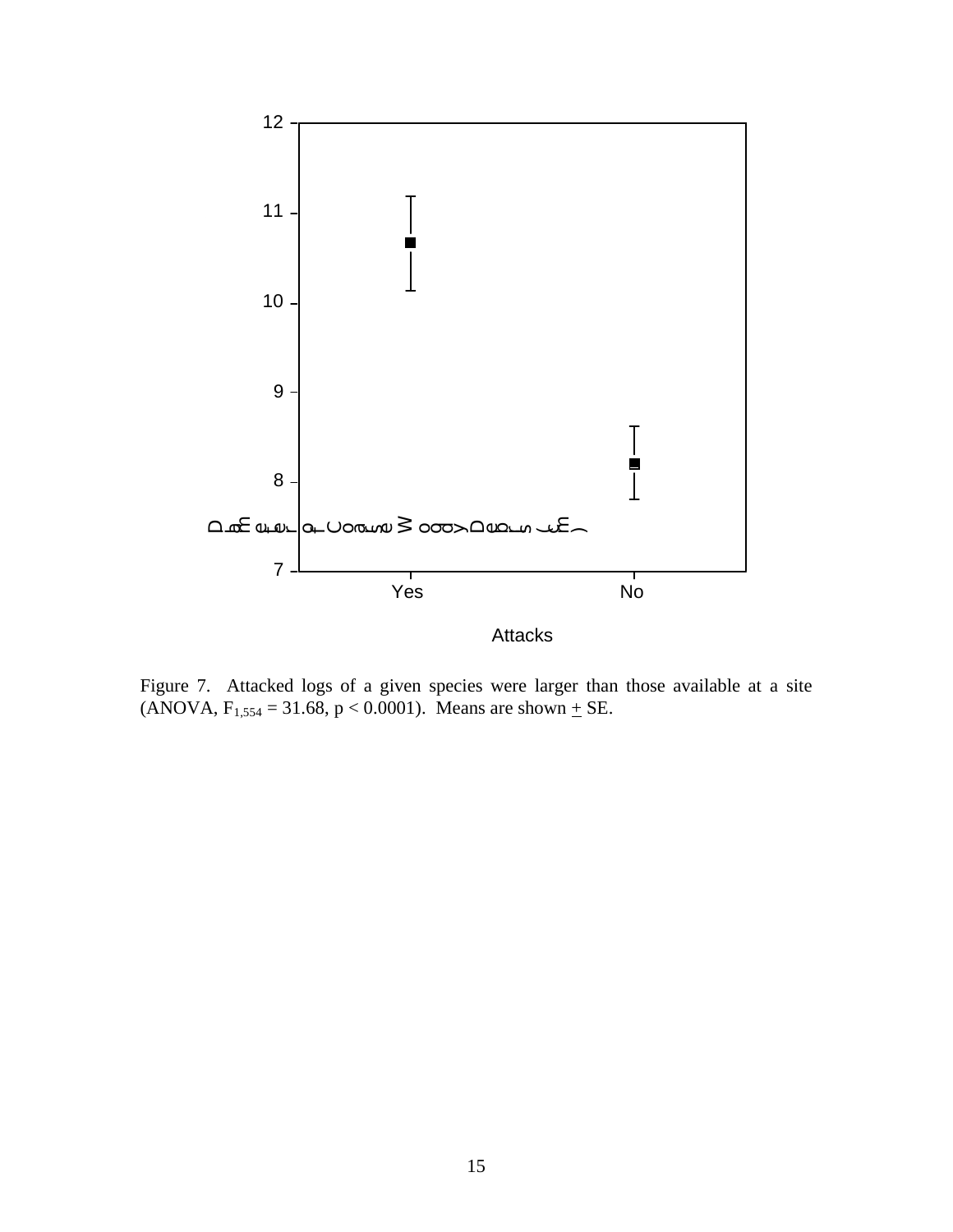Figure 7. Attacked logs of a given species were larger than those available at a site (ANOVA, $F_{1,554} = 31.68$, $p < 0.0001$). Means are shown ± SE.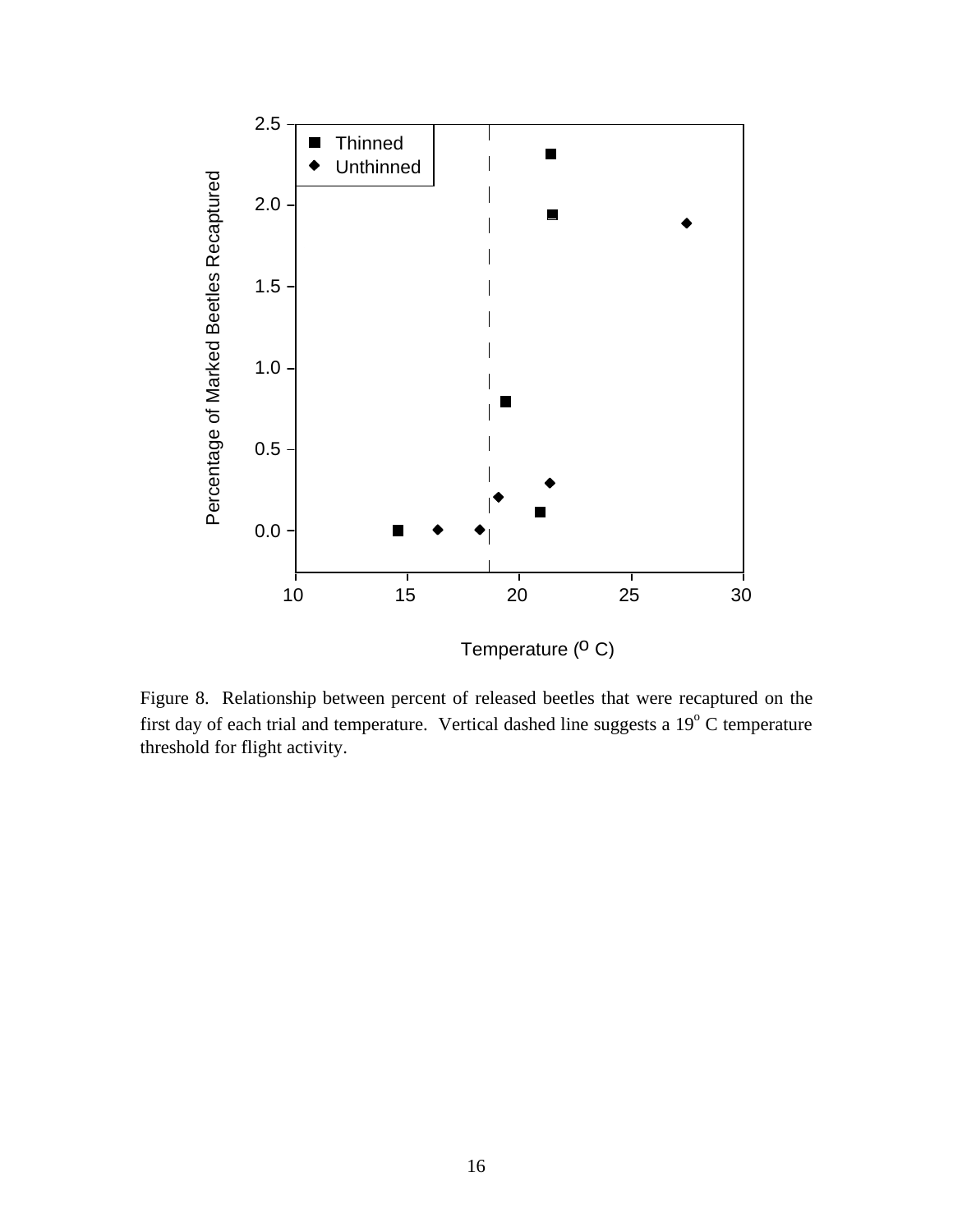Figure 8. Relationship between percent of released beetles that were recaptured on the first day of each trial and temperature. Vertical dashed line suggests a $19^{o}$ C temperature threshold for flight activity.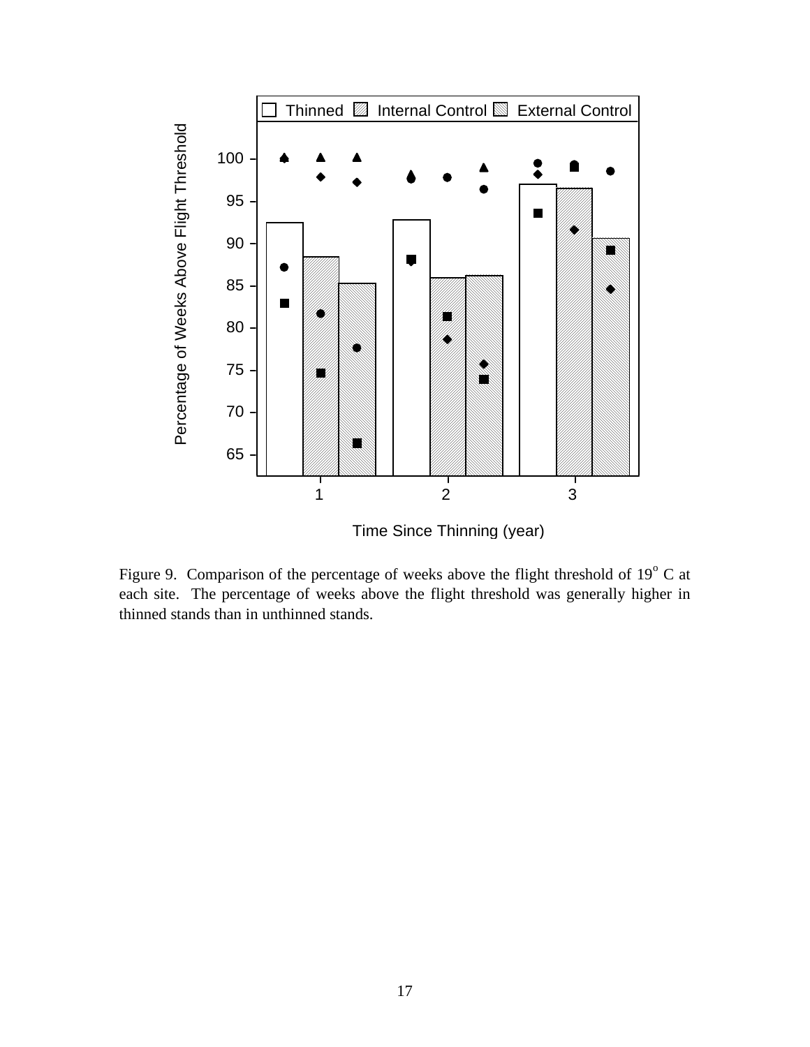Figure 9. Comparison of the percentage of weeks above the flight threshold of 19$^{o}$ C at each site. The percentage of weeks above the flight threshold was generally higher in thinned stands than in unthinned stands.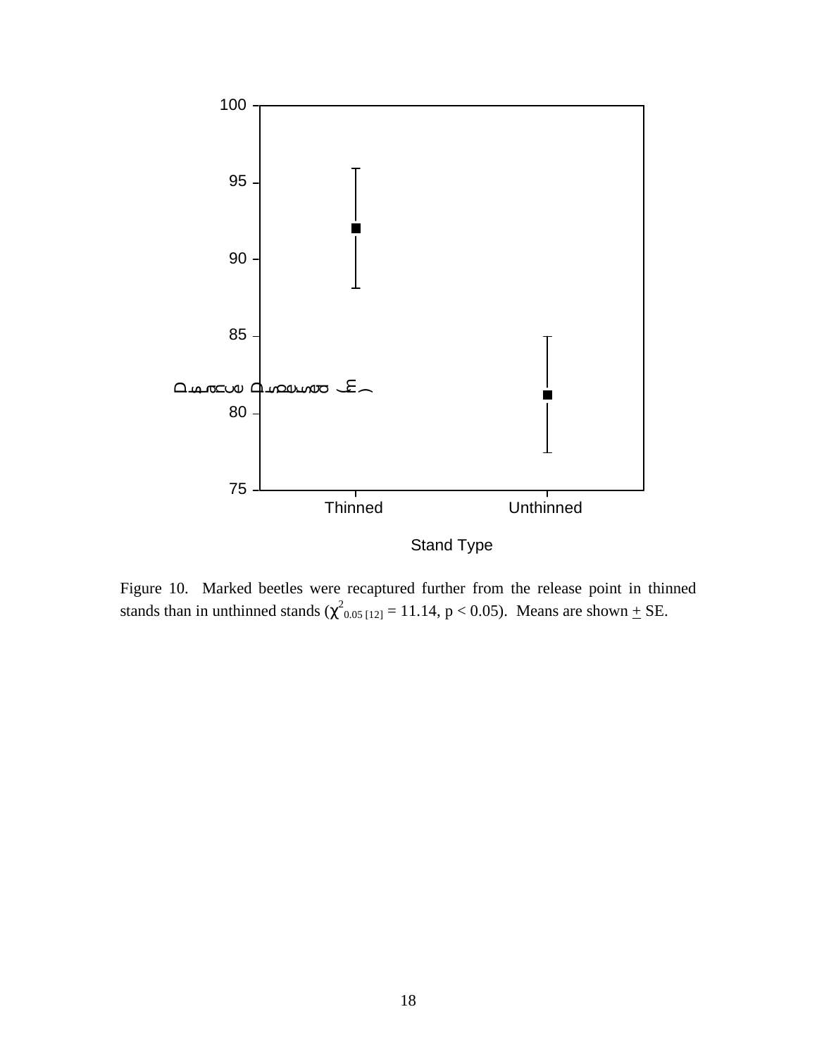Figure 10. Marked beetles were recaptured further from the release point in thinned stands than in unthinned stands ($\chi^2_{0.05\,[12]} = 11.14$, $p < 0.05$). Means are shown ± SE.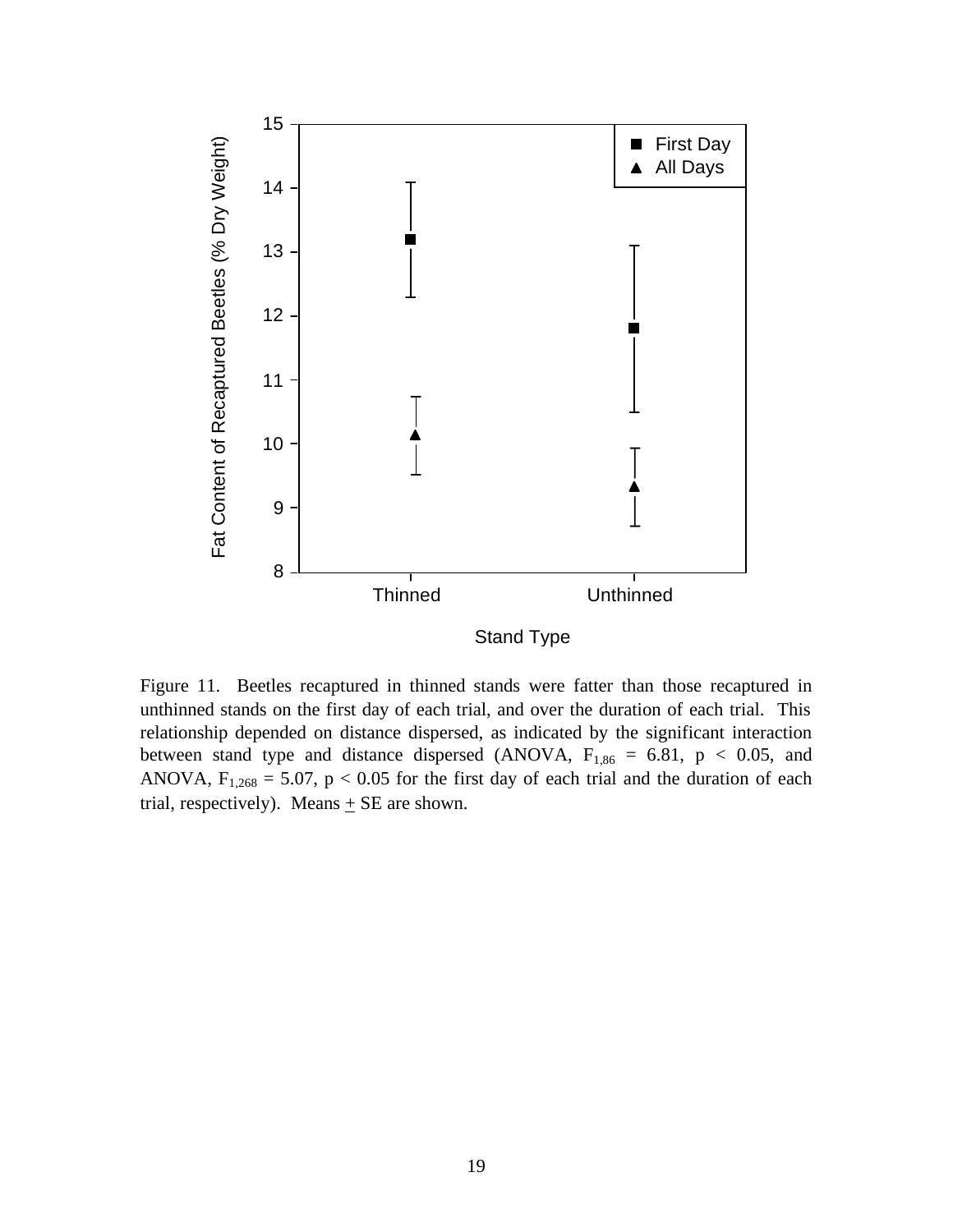15
14
13
12
11
10
9
8

Fat Content of Recaptured Beetles (% Dry Weight)

First Day
All Days

Thinned
Unthinned

Stand Type

Figure 11. Beetles recaptured in thinned stands were fatter than those recaptured in unthinned stands on the first day of each trial, and over the duration of each trial. This relationship depended on distance dispersed, as indicated by the significant interaction between stand type and distance dispersed (ANOVA, $F_{1,86}$ = 6.81, $p < 0.05$, and ANOVA, $F_{1,268}$ = 5.07, $p < 0.05$ for the first day of each trial and the duration of each trial, respectively). Means $\pm$ SE are shown.